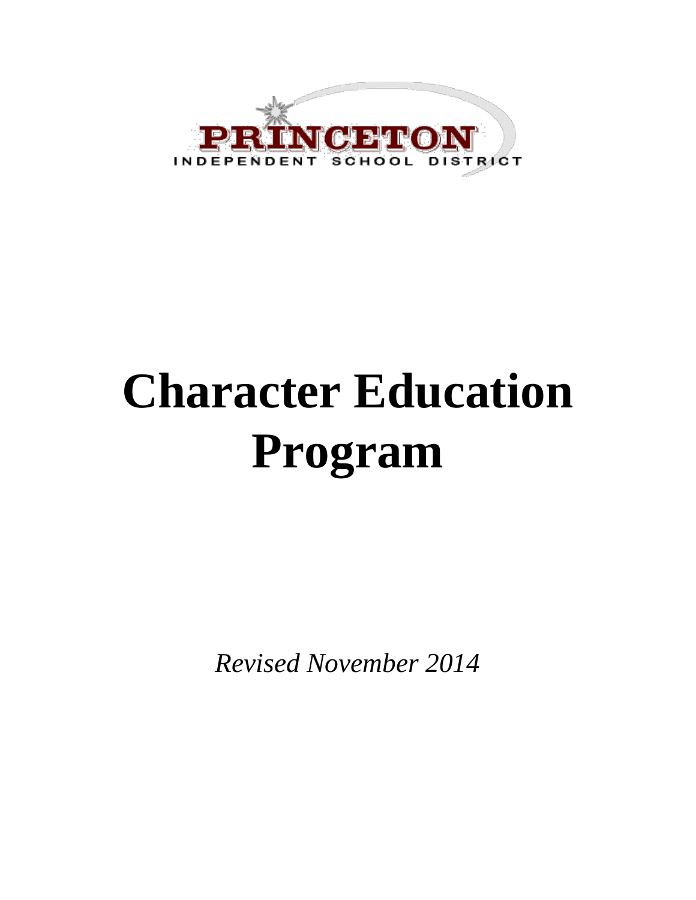PRINCETON

INDEPENDENT SCHOOL DISTRICT

# Character Education Program

*Revised November 2014*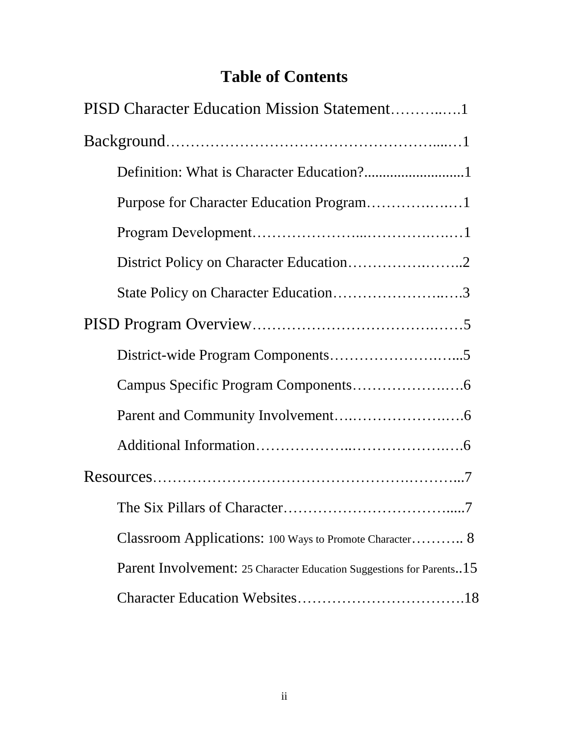# Table of Contents

PISD Character Education Mission Statement……….….1

Background…………………………………………….....…1

- Definition: What is Character Education?..........................1
- Purpose for Character Education Program…………….….…1
- Program Development…………………...……………….…1
- District Policy on Character Education……………….……..2
- State Policy on Character Education…………………..….3

PISD Program Overview………………………………….……5

- District-wide Program Components…………………….…...5
- Campus Specific Program Components…………………….6
- Parent and Community Involvement….………………….….6
- Additional Information………………..…………………….6

Resources………………………………………….……….....7

- The Six Pillars of Character…………………………….....7
- Classroom Applications: 100 Ways to Promote Character……….. 8
- Parent Involvement: 25 Character Education Suggestions for Parents..15
- Character Education Websites…………………………….18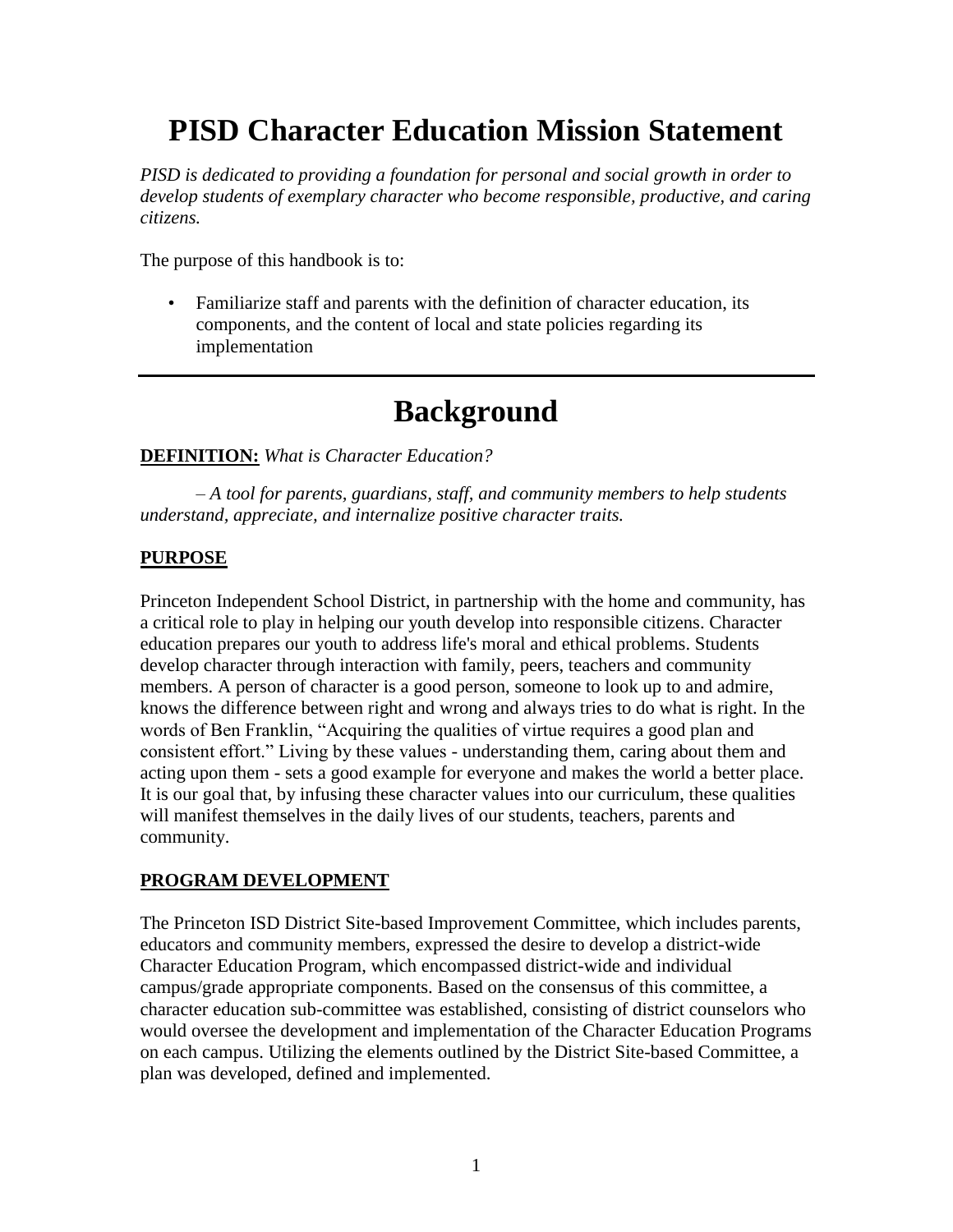# PISD Character Education Mission Statement

*PISD is dedicated to providing a foundation for personal and social growth in order to develop students of exemplary character who become responsible, productive, and caring citizens.*

The purpose of this handbook is to:

- Familiarize staff and parents with the definition of character education, its components, and the content of local and state policies regarding its implementation

---

# Background

**DEFINITION:** *What is Character Education?*

*– A tool for parents, guardians, staff, and community members to help students understand, appreciate, and internalize positive character traits.*

**PURPOSE**

Princeton Independent School District, in partnership with the home and community, has a critical role to play in helping our youth develop into responsible citizens. Character education prepares our youth to address life's moral and ethical problems. Students develop character through interaction with family, peers, teachers and community members. A person of character is a good person, someone to look up to and admire, knows the difference between right and wrong and always tries to do what is right. In the words of Ben Franklin, "Acquiring the qualities of virtue requires a good plan and consistent effort." Living by these values - understanding them, caring about them and acting upon them - sets a good example for everyone and makes the world a better place. It is our goal that, by infusing these character values into our curriculum, these qualities will manifest themselves in the daily lives of our students, teachers, parents and community.

**PROGRAM DEVELOPMENT**

The Princeton ISD District Site-based Improvement Committee, which includes parents, educators and community members, expressed the desire to develop a district-wide Character Education Program, which encompassed district-wide and individual campus/grade appropriate components. Based on the consensus of this committee, a character education sub-committee was established, consisting of district counselors who would oversee the development and implementation of the Character Education Programs on each campus. Utilizing the elements outlined by the District Site-based Committee, a plan was developed, defined and implemented.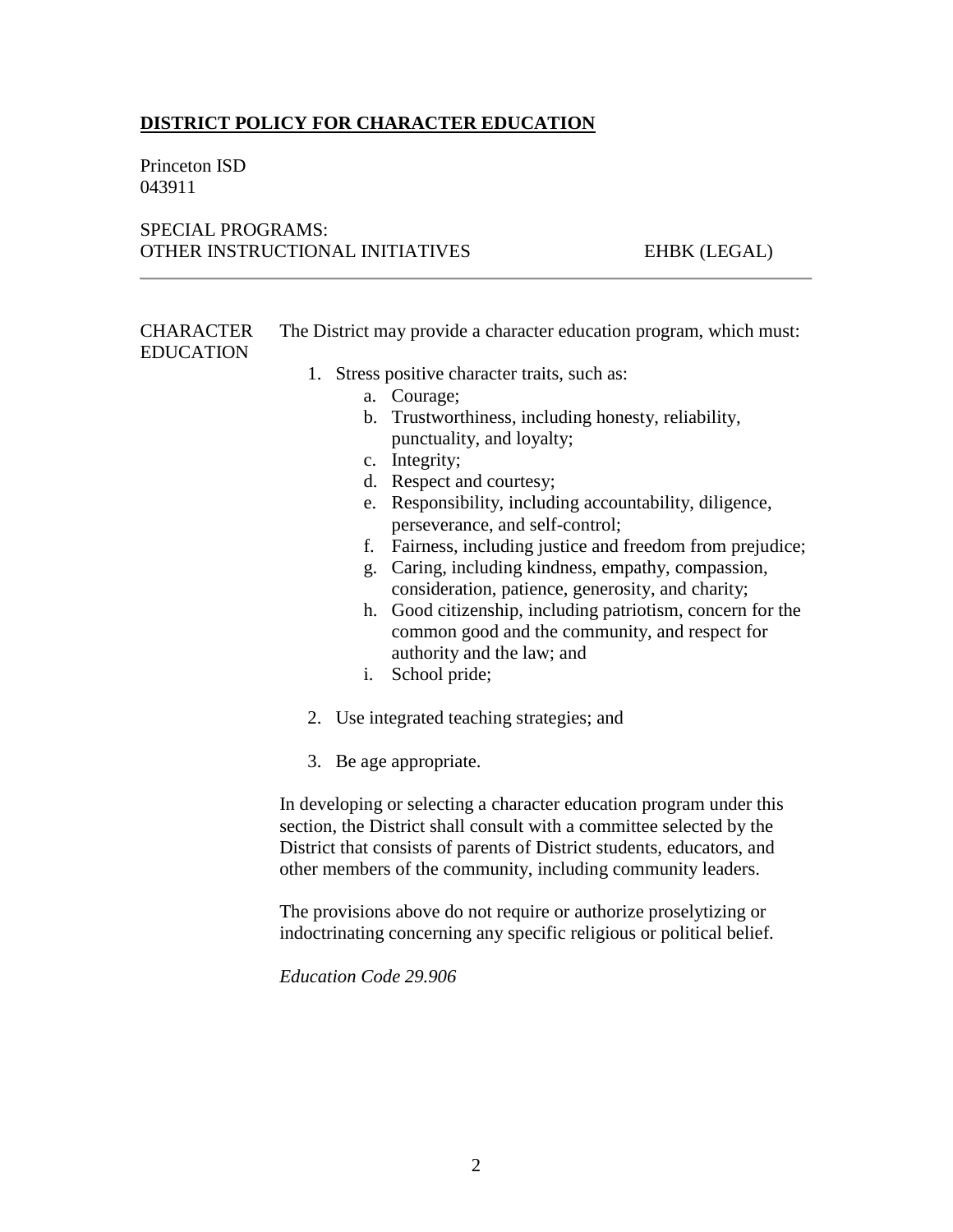# **DISTRICT POLICY FOR CHARACTER EDUCATION**

Princeton ISD
043911

SPECIAL PROGRAMS:
OTHER INSTRUCTIONAL INITIATIVES EHBK (LEGAL)

---

CHARACTER EDUCATION

The District may provide a character education program, which must:

1. Stress positive character traits, such as:
    a. Courage;
    b. Trustworthiness, including honesty, reliability, punctuality, and loyalty;
    c. Integrity;
    d. Respect and courtesy;
    e. Responsibility, including accountability, diligence, perseverance, and self-control;
    f. Fairness, including justice and freedom from prejudice;
    g. Caring, including kindness, empathy, compassion, consideration, patience, generosity, and charity;
    h. Good citizenship, including patriotism, concern for the common good and the community, and respect for authority and the law; and
    i. School pride;

2. Use integrated teaching strategies; and

3. Be age appropriate.

In developing or selecting a character education program under this section, the District shall consult with a committee selected by the District that consists of parents of District students, educators, and other members of the community, including community leaders.

The provisions above do not require or authorize proselytizing or indoctrinating concerning any specific religious or political belief.

*Education Code 29.906*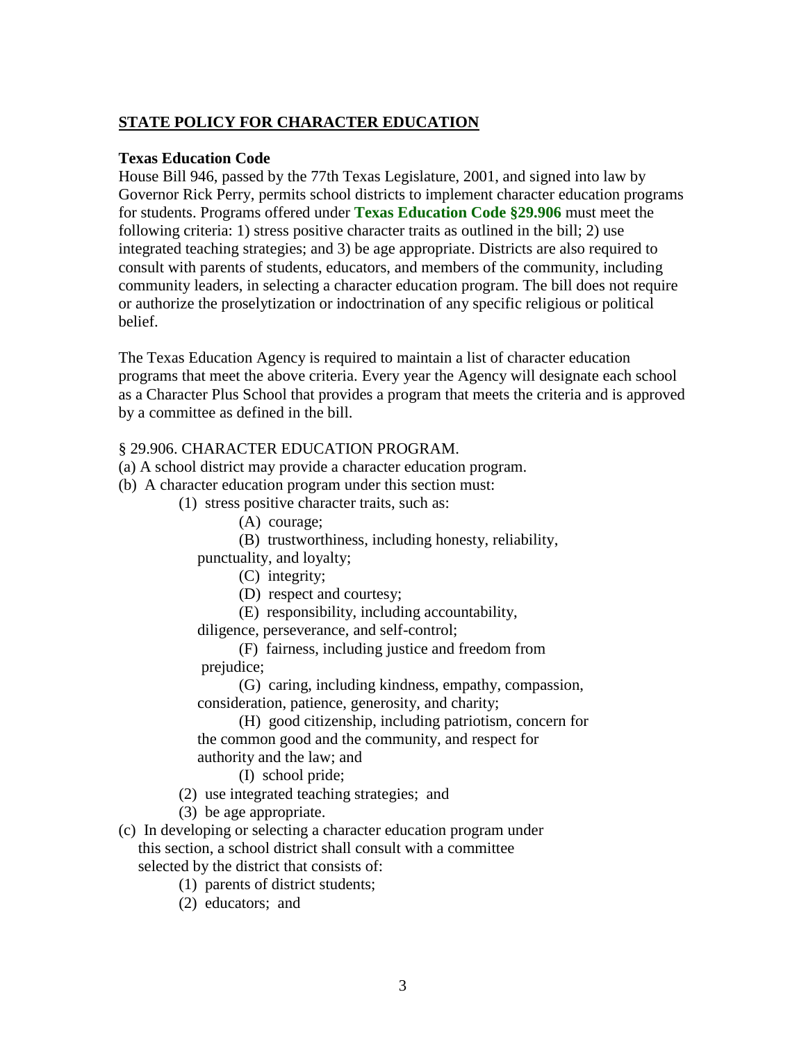## STATE POLICY FOR CHARACTER EDUCATION

**Texas Education Code**

House Bill 946, passed by the 77th Texas Legislature, 2001, and signed into law by Governor Rick Perry, permits school districts to implement character education programs for students. Programs offered under **Texas Education Code §29.906** must meet the following criteria: 1) stress positive character traits as outlined in the bill; 2) use integrated teaching strategies; and 3) be age appropriate. Districts are also required to consult with parents of students, educators, and members of the community, including community leaders, in selecting a character education program. The bill does not require or authorize the proselytization or indoctrination of any specific religious or political belief.

The Texas Education Agency is required to maintain a list of character education programs that meet the above criteria. Every year the Agency will designate each school as a Character Plus School that provides a program that meets the criteria and is approved by a committee as defined in the bill.

§ 29.906. CHARACTER EDUCATION PROGRAM.

(a) A school district may provide a character education program.

(b) A character education program under this section must:

- (1) stress positive character traits, such as:
  - (A) courage;
  - (B) trustworthiness, including honesty, reliability, punctuality, and loyalty;
  - (C) integrity;
  - (D) respect and courtesy;
  - (E) responsibility, including accountability, diligence, perseverance, and self-control;
  - (F) fairness, including justice and freedom from prejudice;
  - (G) caring, including kindness, empathy, compassion, consideration, patience, generosity, and charity;
  - (H) good citizenship, including patriotism, concern for the common good and the community, and respect for authority and the law; and
  - (I) school pride;
- (2) use integrated teaching strategies; and
- (3) be age appropriate.

(c) In developing or selecting a character education program under this section, a school district shall consult with a committee selected by the district that consists of:

- (1) parents of district students;
- (2) educators; and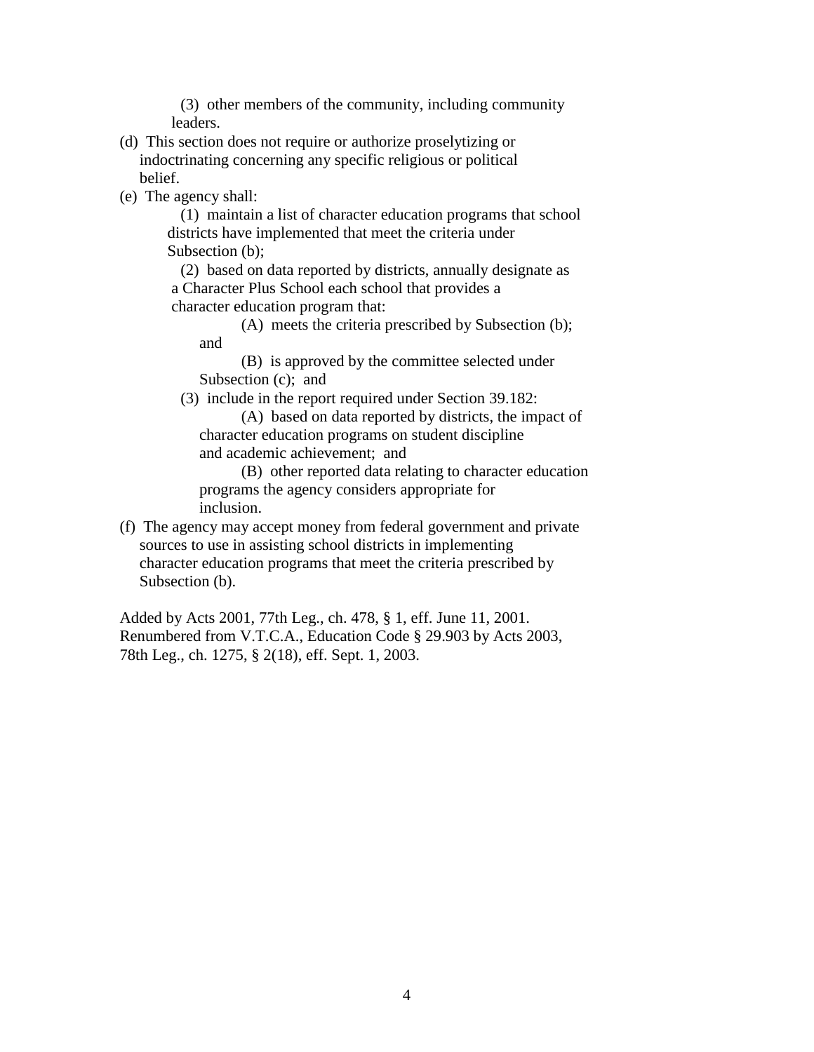(3) other members of the community, including community leaders.

(d) This section does not require or authorize proselytizing or indoctrinating concerning any specific religious or political belief.

(e) The agency shall:

(1) maintain a list of character education programs that school districts have implemented that meet the criteria under Subsection (b);

(2) based on data reported by districts, annually designate as a Character Plus School each school that provides a character education program that:

(A) meets the criteria prescribed by Subsection (b); and

(B) is approved by the committee selected under Subsection (c); and

(3) include in the report required under Section 39.182:

(A) based on data reported by districts, the impact of character education programs on student discipline and academic achievement; and

(B) other reported data relating to character education programs the agency considers appropriate for inclusion.

(f) The agency may accept money from federal government and private sources to use in assisting school districts in implementing character education programs that meet the criteria prescribed by Subsection (b).

Added by Acts 2001, 77th Leg., ch. 478, § 1, eff. June 11, 2001. Renumbered from V.T.C.A., Education Code § 29.903 by Acts 2003, 78th Leg., ch. 1275, § 2(18), eff. Sept. 1, 2003.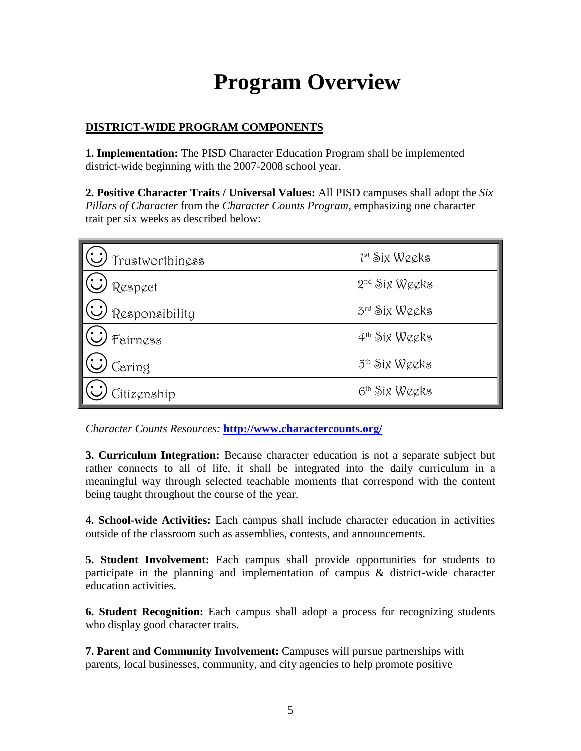# Program Overview

## DISTRICT-WIDE PROGRAM COMPONENTS

**1. Implementation:** The PISD Character Education Program shall be implemented district-wide beginning with the 2007-2008 school year.

**2. Positive Character Traits / Universal Values:** All PISD campuses shall adopt the *Six Pillars of Character* from the *Character Counts Program*, emphasizing one character trait per six weeks as described below:

| Trait | Six Weeks |
|---|---|
| ☺ Trustworthiness | 1st Six Weeks |
| ☺ Respect | 2nd Six Weeks |
| ☺ Responsibility | 3rd Six Weeks |
| ☺ Fairness | 4th Six Weeks |
| ☺ Caring | 5th Six Weeks |
| ☺ Citizenship | 6th Six Weeks |

*Character Counts Resources:* **http://www.charactercounts.org/**

**3. Curriculum Integration:** Because character education is not a separate subject but rather connects to all of life, it shall be integrated into the daily curriculum in a meaningful way through selected teachable moments that correspond with the content being taught throughout the course of the year.

**4. School-wide Activities:** Each campus shall include character education in activities outside of the classroom such as assemblies, contests, and announcements.

**5. Student Involvement:** Each campus shall provide opportunities for students to participate in the planning and implementation of campus & district-wide character education activities.

**6. Student Recognition:** Each campus shall adopt a process for recognizing students who display good character traits.

**7. Parent and Community Involvement:** Campuses will pursue partnerships with parents, local businesses, community, and city agencies to help promote positive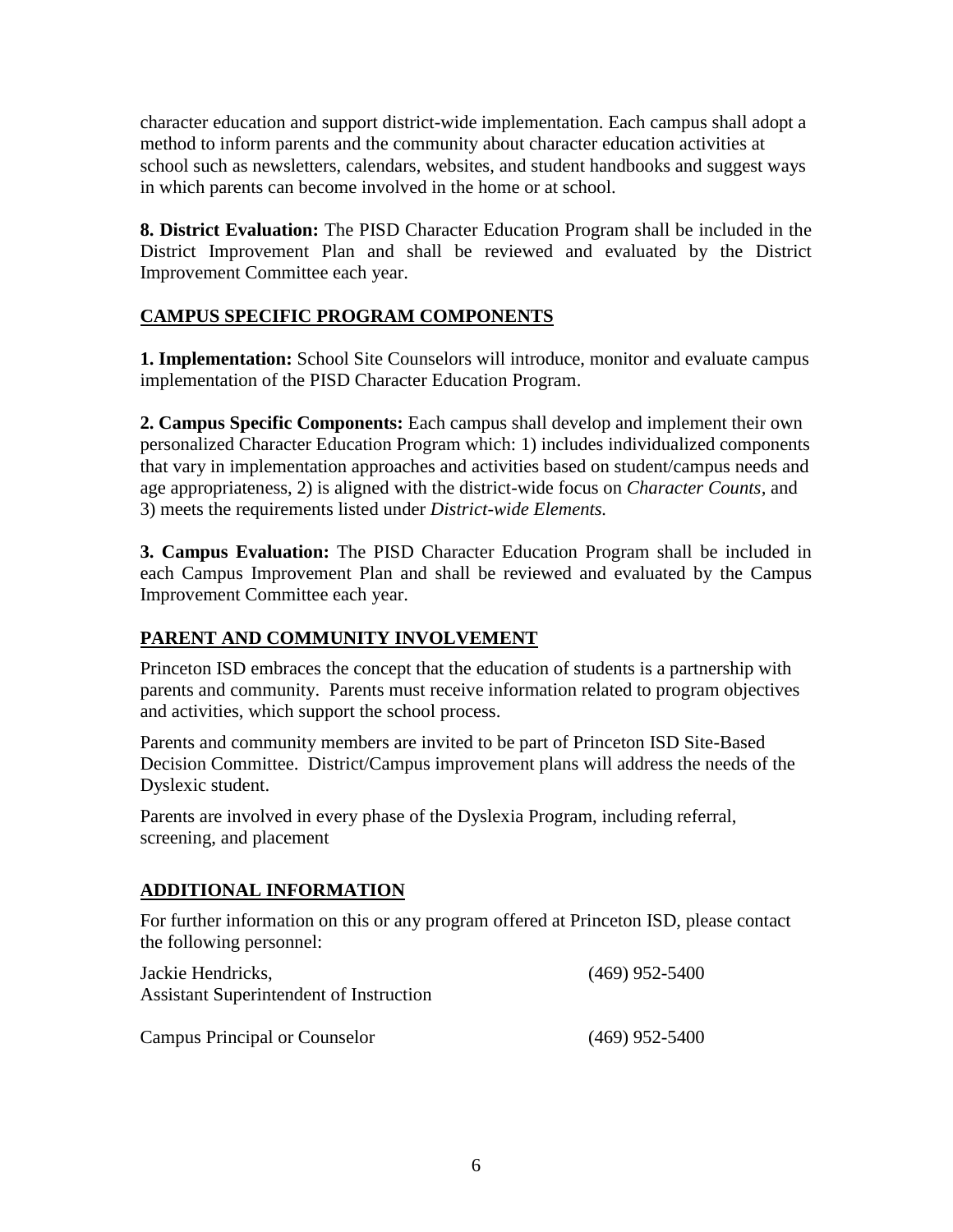character education and support district-wide implementation. Each campus shall adopt a method to inform parents and the community about character education activities at school such as newsletters, calendars, websites, and student handbooks and suggest ways in which parents can become involved in the home or at school.

**8. District Evaluation:** The PISD Character Education Program shall be included in the District Improvement Plan and shall be reviewed and evaluated by the District Improvement Committee each year.

## CAMPUS SPECIFIC PROGRAM COMPONENTS

**1. Implementation:** School Site Counselors will introduce, monitor and evaluate campus implementation of the PISD Character Education Program.

**2. Campus Specific Components:** Each campus shall develop and implement their own personalized Character Education Program which: 1) includes individualized components that vary in implementation approaches and activities based on student/campus needs and age appropriateness, 2) is aligned with the district-wide focus on *Character Counts*, and 3) meets the requirements listed under *District-wide Elements.*

**3. Campus Evaluation:** The PISD Character Education Program shall be included in each Campus Improvement Plan and shall be reviewed and evaluated by the Campus Improvement Committee each year.

## PARENT AND COMMUNITY INVOLVEMENT

Princeton ISD embraces the concept that the education of students is a partnership with parents and community. Parents must receive information related to program objectives and activities, which support the school process.

Parents and community members are invited to be part of Princeton ISD Site-Based Decision Committee. District/Campus improvement plans will address the needs of the Dyslexic student.

Parents are involved in every phase of the Dyslexia Program, including referral, screening, and placement

## ADDITIONAL INFORMATION

For further information on this or any program offered at Princeton ISD, please contact the following personnel:

Jackie Hendricks, (469) 952-5400
Assistant Superintendent of Instruction

Campus Principal or Counselor (469) 952-5400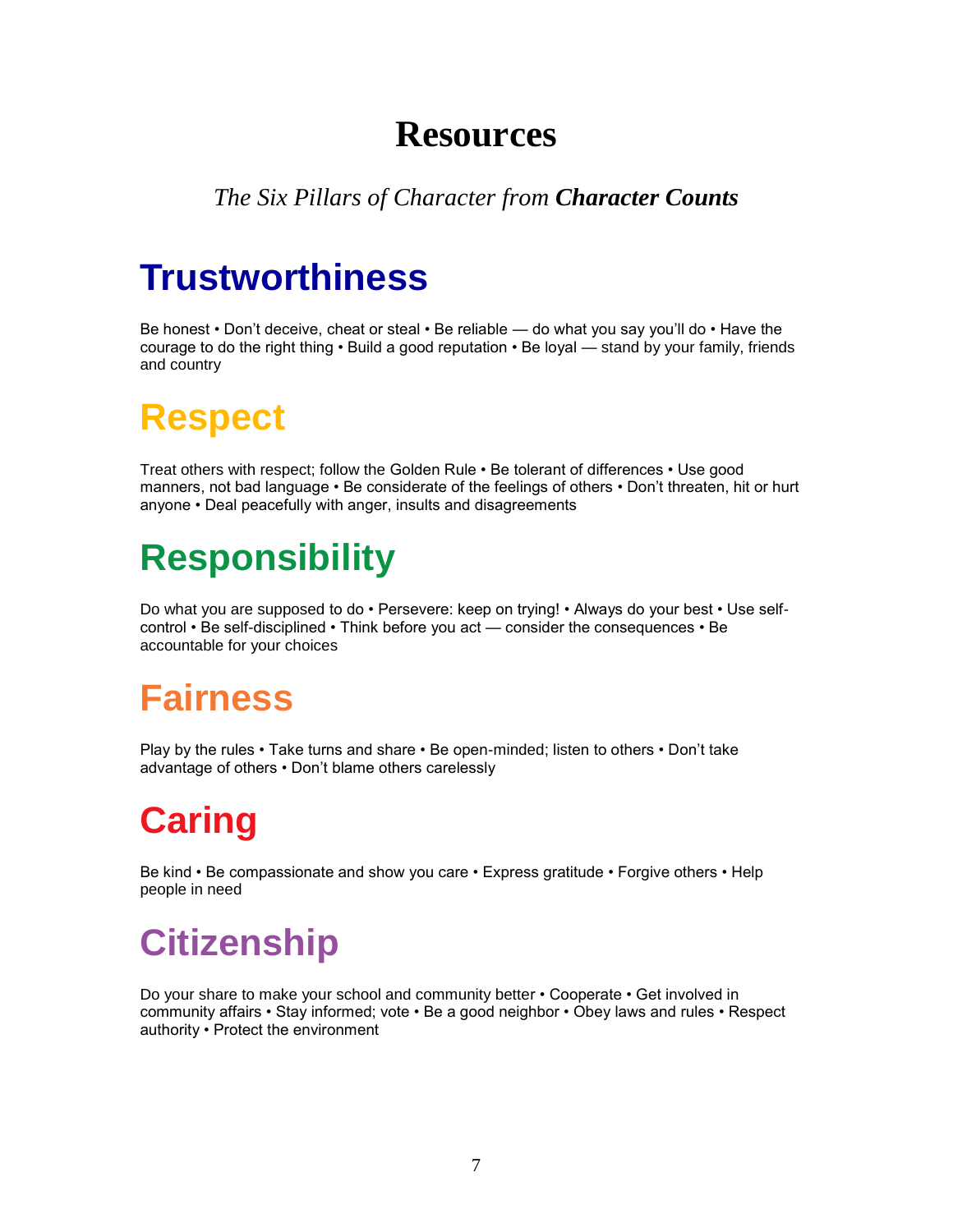# Resources

*The Six Pillars of Character from* ***Character Counts***

## Trustworthiness

Be honest • Don't deceive, cheat or steal • Be reliable — do what you say you'll do • Have the courage to do the right thing • Build a good reputation • Be loyal — stand by your family, friends and country

## Respect

Treat others with respect; follow the Golden Rule • Be tolerant of differences • Use good manners, not bad language • Be considerate of the feelings of others • Don't threaten, hit or hurt anyone • Deal peacefully with anger, insults and disagreements

## Responsibility

Do what you are supposed to do • Persevere: keep on trying! • Always do your best • Use self-control • Be self-disciplined • Think before you act — consider the consequences • Be accountable for your choices

## Fairness

Play by the rules • Take turns and share • Be open-minded; listen to others • Don't take advantage of others • Don't blame others carelessly

## Caring

Be kind • Be compassionate and show you care • Express gratitude • Forgive others • Help people in need

## Citizenship

Do your share to make your school and community better • Cooperate • Get involved in community affairs • Stay informed; vote • Be a good neighbor • Obey laws and rules • Respect authority • Protect the environment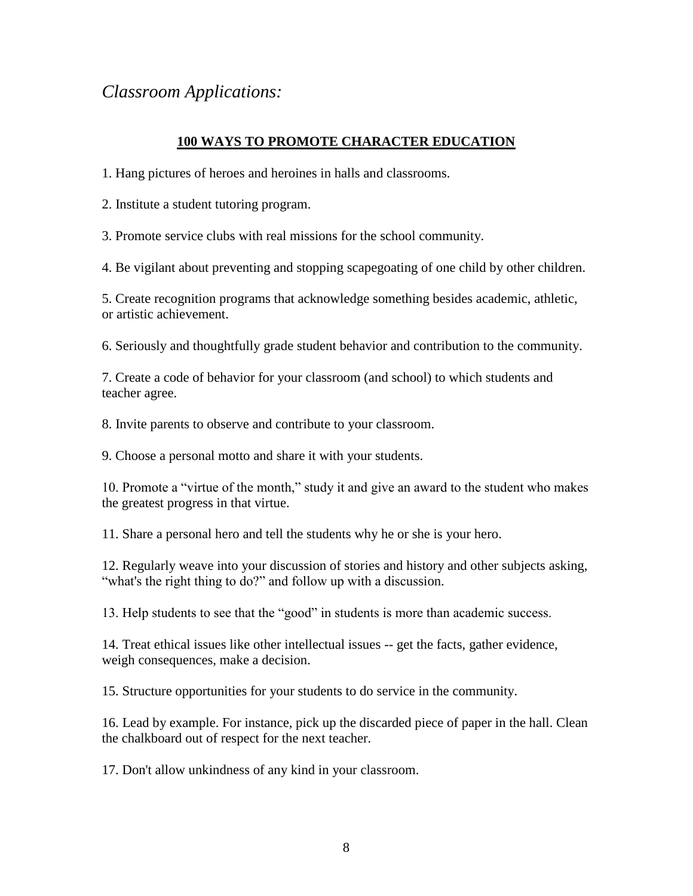*Classroom Applications:*

## **100 WAYS TO PROMOTE CHARACTER EDUCATION**

1. Hang pictures of heroes and heroines in halls and classrooms.

2. Institute a student tutoring program.

3. Promote service clubs with real missions for the school community.

4. Be vigilant about preventing and stopping scapegoating of one child by other children.

5. Create recognition programs that acknowledge something besides academic, athletic, or artistic achievement.

6. Seriously and thoughtfully grade student behavior and contribution to the community.

7. Create a code of behavior for your classroom (and school) to which students and teacher agree.

8. Invite parents to observe and contribute to your classroom.

9. Choose a personal motto and share it with your students.

10. Promote a "virtue of the month," study it and give an award to the student who makes the greatest progress in that virtue.

11. Share a personal hero and tell the students why he or she is your hero.

12. Regularly weave into your discussion of stories and history and other subjects asking, "what's the right thing to do?" and follow up with a discussion.

13. Help students to see that the "good" in students is more than academic success.

14. Treat ethical issues like other intellectual issues -- get the facts, gather evidence, weigh consequences, make a decision.

15. Structure opportunities for your students to do service in the community.

16. Lead by example. For instance, pick up the discarded piece of paper in the hall. Clean the chalkboard out of respect for the next teacher.

17. Don't allow unkindness of any kind in your classroom.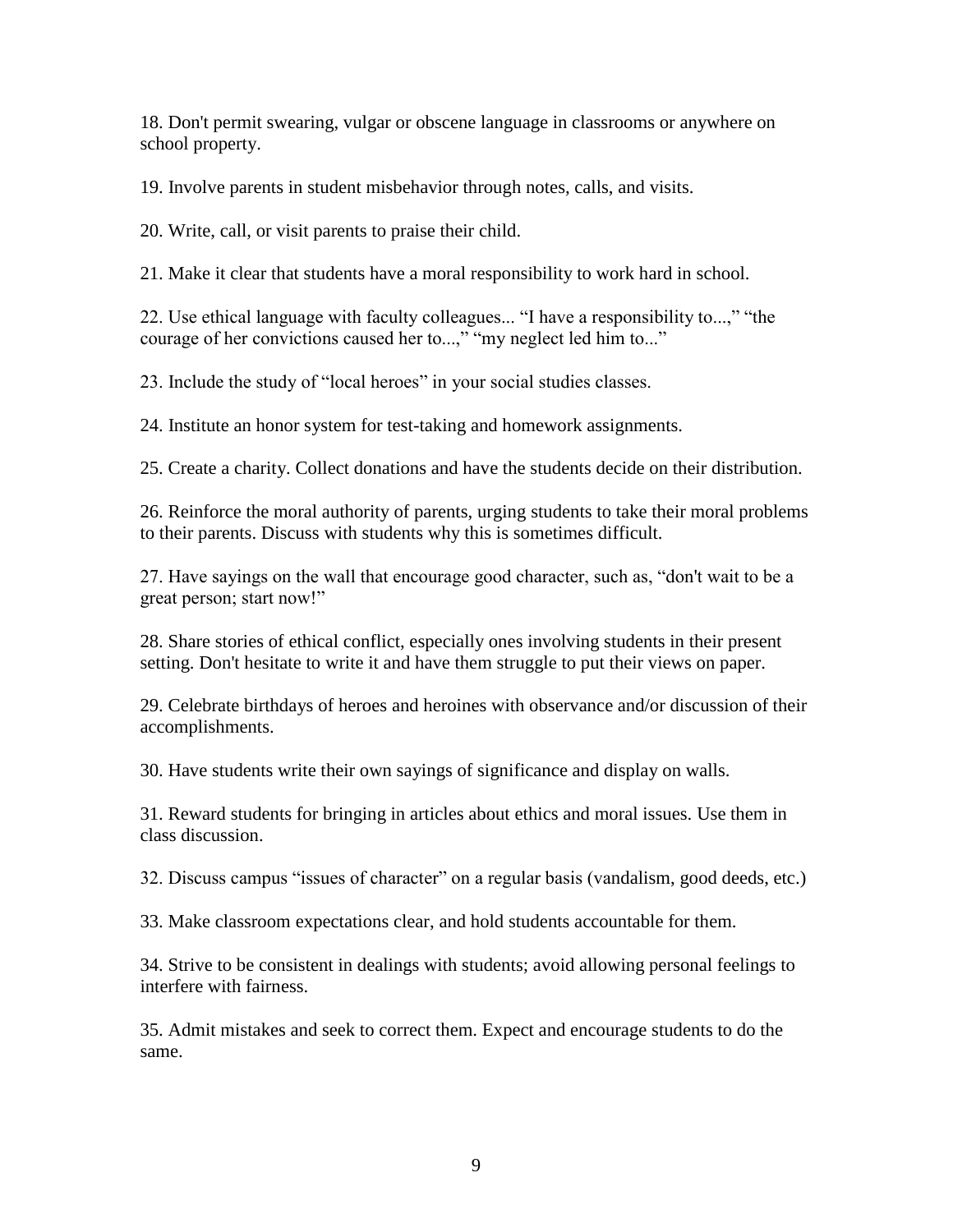18. Don't permit swearing, vulgar or obscene language in classrooms or anywhere on school property.

19. Involve parents in student misbehavior through notes, calls, and visits.

20. Write, call, or visit parents to praise their child.

21. Make it clear that students have a moral responsibility to work hard in school.

22. Use ethical language with faculty colleagues... "I have a responsibility to...," "the courage of her convictions caused her to...," "my neglect led him to..."

23. Include the study of "local heroes" in your social studies classes.

24. Institute an honor system for test-taking and homework assignments.

25. Create a charity. Collect donations and have the students decide on their distribution.

26. Reinforce the moral authority of parents, urging students to take their moral problems to their parents. Discuss with students why this is sometimes difficult.

27. Have sayings on the wall that encourage good character, such as, "don't wait to be a great person; start now!"

28. Share stories of ethical conflict, especially ones involving students in their present setting. Don't hesitate to write it and have them struggle to put their views on paper.

29. Celebrate birthdays of heroes and heroines with observance and/or discussion of their accomplishments.

30. Have students write their own sayings of significance and display on walls.

31. Reward students for bringing in articles about ethics and moral issues. Use them in class discussion.

32. Discuss campus "issues of character" on a regular basis (vandalism, good deeds, etc.)

33. Make classroom expectations clear, and hold students accountable for them.

34. Strive to be consistent in dealings with students; avoid allowing personal feelings to interfere with fairness.

35. Admit mistakes and seek to correct them. Expect and encourage students to do the same.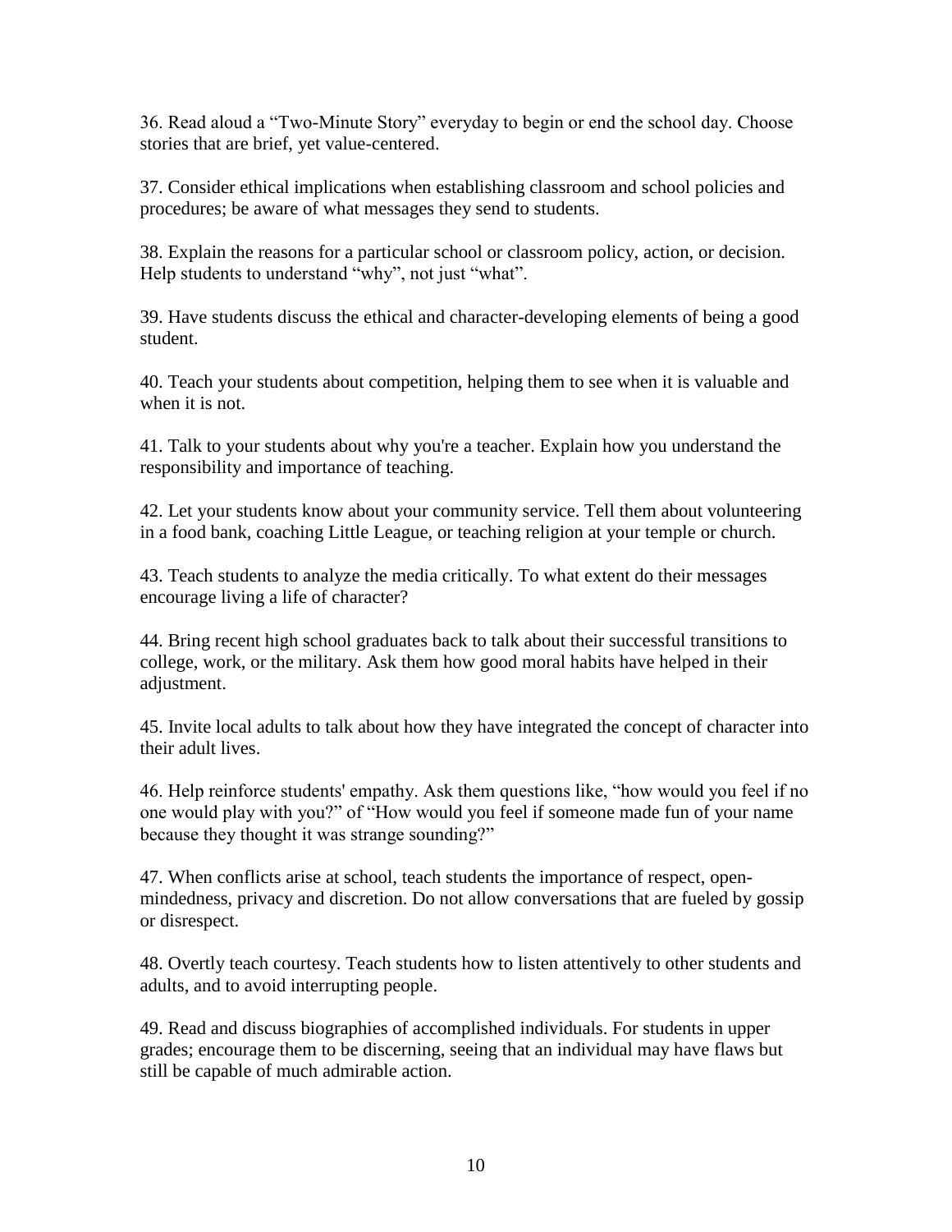36. Read aloud a "Two-Minute Story" everyday to begin or end the school day. Choose stories that are brief, yet value-centered.

37. Consider ethical implications when establishing classroom and school policies and procedures; be aware of what messages they send to students.

38. Explain the reasons for a particular school or classroom policy, action, or decision. Help students to understand "why", not just "what".

39. Have students discuss the ethical and character-developing elements of being a good student.

40. Teach your students about competition, helping them to see when it is valuable and when it is not.

41. Talk to your students about why you're a teacher. Explain how you understand the responsibility and importance of teaching.

42. Let your students know about your community service. Tell them about volunteering in a food bank, coaching Little League, or teaching religion at your temple or church.

43. Teach students to analyze the media critically. To what extent do their messages encourage living a life of character?

44. Bring recent high school graduates back to talk about their successful transitions to college, work, or the military. Ask them how good moral habits have helped in their adjustment.

45. Invite local adults to talk about how they have integrated the concept of character into their adult lives.

46. Help reinforce students' empathy. Ask them questions like, "how would you feel if no one would play with you?" of "How would you feel if someone made fun of your name because they thought it was strange sounding?"

47. When conflicts arise at school, teach students the importance of respect, open-mindedness, privacy and discretion. Do not allow conversations that are fueled by gossip or disrespect.

48. Overtly teach courtesy. Teach students how to listen attentively to other students and adults, and to avoid interrupting people.

49. Read and discuss biographies of accomplished individuals. For students in upper grades; encourage them to be discerning, seeing that an individual may have flaws but still be capable of much admirable action.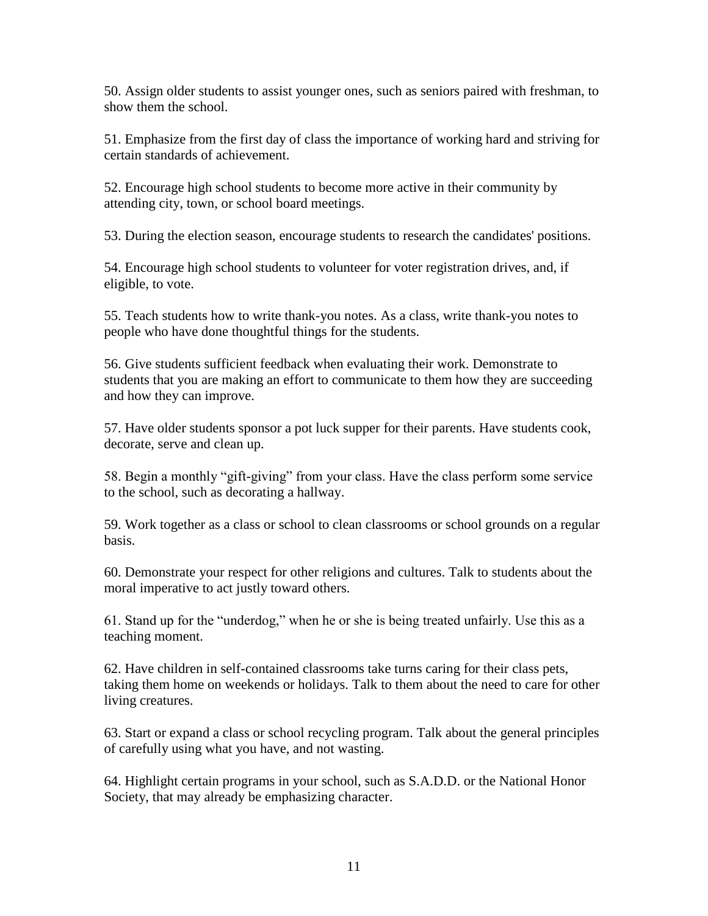50. Assign older students to assist younger ones, such as seniors paired with freshman, to show them the school.

51. Emphasize from the first day of class the importance of working hard and striving for certain standards of achievement.

52. Encourage high school students to become more active in their community by attending city, town, or school board meetings.

53. During the election season, encourage students to research the candidates' positions.

54. Encourage high school students to volunteer for voter registration drives, and, if eligible, to vote.

55. Teach students how to write thank-you notes. As a class, write thank-you notes to people who have done thoughtful things for the students.

56. Give students sufficient feedback when evaluating their work. Demonstrate to students that you are making an effort to communicate to them how they are succeeding and how they can improve.

57. Have older students sponsor a pot luck supper for their parents. Have students cook, decorate, serve and clean up.

58. Begin a monthly "gift-giving" from your class. Have the class perform some service to the school, such as decorating a hallway.

59. Work together as a class or school to clean classrooms or school grounds on a regular basis.

60. Demonstrate your respect for other religions and cultures. Talk to students about the moral imperative to act justly toward others.

61. Stand up for the "underdog," when he or she is being treated unfairly. Use this as a teaching moment.

62. Have children in self-contained classrooms take turns caring for their class pets, taking them home on weekends or holidays. Talk to them about the need to care for other living creatures.

63. Start or expand a class or school recycling program. Talk about the general principles of carefully using what you have, and not wasting.

64. Highlight certain programs in your school, such as S.A.D.D. or the National Honor Society, that may already be emphasizing character.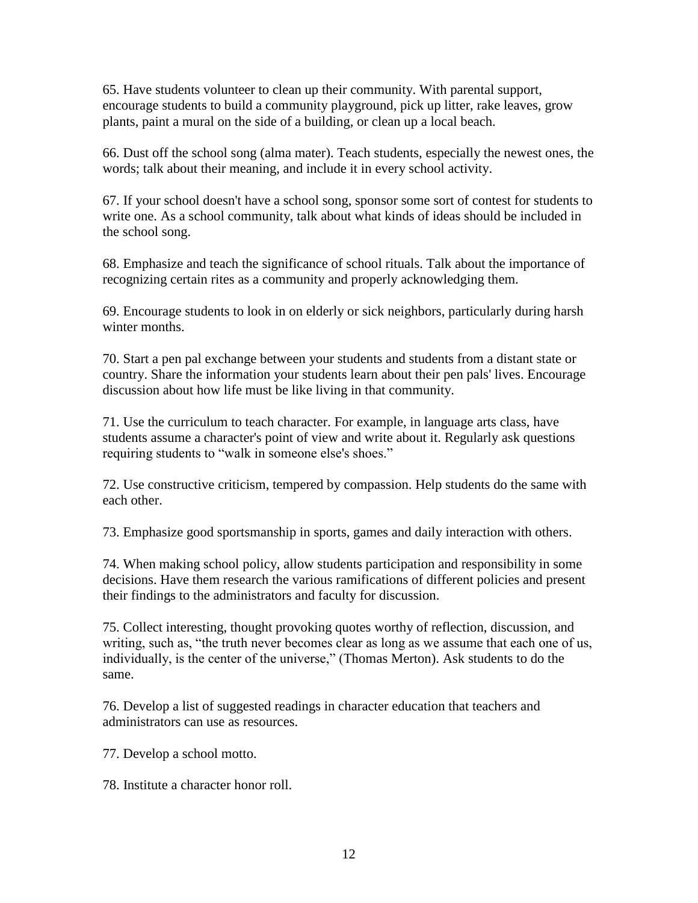65. Have students volunteer to clean up their community. With parental support, encourage students to build a community playground, pick up litter, rake leaves, grow plants, paint a mural on the side of a building, or clean up a local beach.

66. Dust off the school song (alma mater). Teach students, especially the newest ones, the words; talk about their meaning, and include it in every school activity.

67. If your school doesn't have a school song, sponsor some sort of contest for students to write one. As a school community, talk about what kinds of ideas should be included in the school song.

68. Emphasize and teach the significance of school rituals. Talk about the importance of recognizing certain rites as a community and properly acknowledging them.

69. Encourage students to look in on elderly or sick neighbors, particularly during harsh winter months.

70. Start a pen pal exchange between your students and students from a distant state or country. Share the information your students learn about their pen pals' lives. Encourage discussion about how life must be like living in that community.

71. Use the curriculum to teach character. For example, in language arts class, have students assume a character's point of view and write about it. Regularly ask questions requiring students to “walk in someone else's shoes.”

72. Use constructive criticism, tempered by compassion. Help students do the same with each other.

73. Emphasize good sportsmanship in sports, games and daily interaction with others.

74. When making school policy, allow students participation and responsibility in some decisions. Have them research the various ramifications of different policies and present their findings to the administrators and faculty for discussion.

75. Collect interesting, thought provoking quotes worthy of reflection, discussion, and writing, such as, “the truth never becomes clear as long as we assume that each one of us, individually, is the center of the universe,” (Thomas Merton). Ask students to do the same.

76. Develop a list of suggested readings in character education that teachers and administrators can use as resources.

77. Develop a school motto.

78. Institute a character honor roll.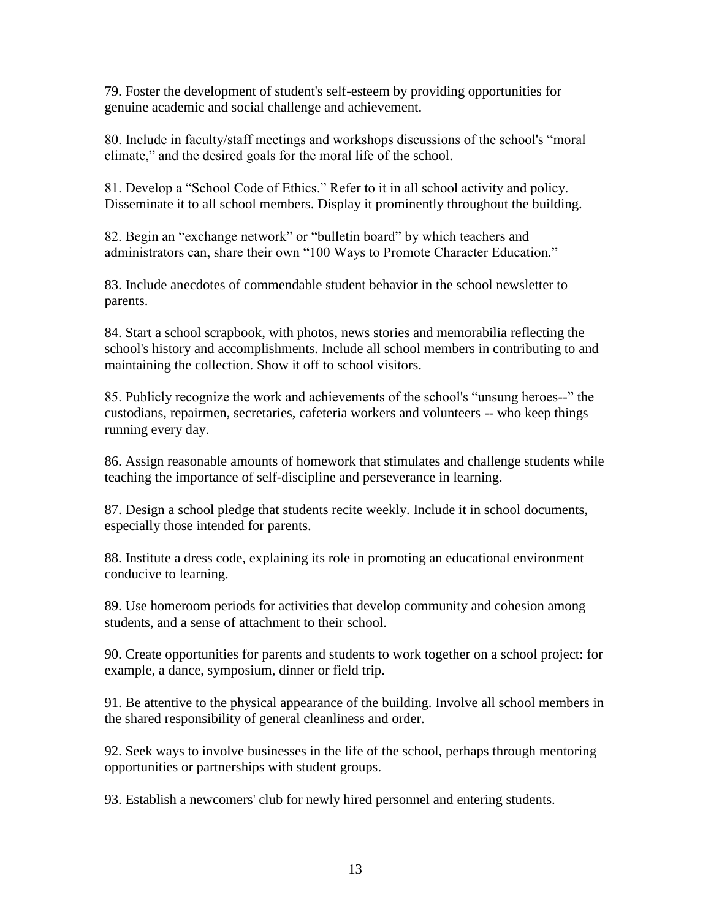79. Foster the development of student's self-esteem by providing opportunities for genuine academic and social challenge and achievement.

80. Include in faculty/staff meetings and workshops discussions of the school's "moral climate," and the desired goals for the moral life of the school.

81. Develop a "School Code of Ethics." Refer to it in all school activity and policy. Disseminate it to all school members. Display it prominently throughout the building.

82. Begin an "exchange network" or "bulletin board" by which teachers and administrators can, share their own "100 Ways to Promote Character Education."

83. Include anecdotes of commendable student behavior in the school newsletter to parents.

84. Start a school scrapbook, with photos, news stories and memorabilia reflecting the school's history and accomplishments. Include all school members in contributing to and maintaining the collection. Show it off to school visitors.

85. Publicly recognize the work and achievements of the school's "unsung heroes--" the custodians, repairmen, secretaries, cafeteria workers and volunteers -- who keep things running every day.

86. Assign reasonable amounts of homework that stimulates and challenge students while teaching the importance of self-discipline and perseverance in learning.

87. Design a school pledge that students recite weekly. Include it in school documents, especially those intended for parents.

88. Institute a dress code, explaining its role in promoting an educational environment conducive to learning.

89. Use homeroom periods for activities that develop community and cohesion among students, and a sense of attachment to their school.

90. Create opportunities for parents and students to work together on a school project: for example, a dance, symposium, dinner or field trip.

91. Be attentive to the physical appearance of the building. Involve all school members in the shared responsibility of general cleanliness and order.

92. Seek ways to involve businesses in the life of the school, perhaps through mentoring opportunities or partnerships with student groups.

93. Establish a newcomers' club for newly hired personnel and entering students.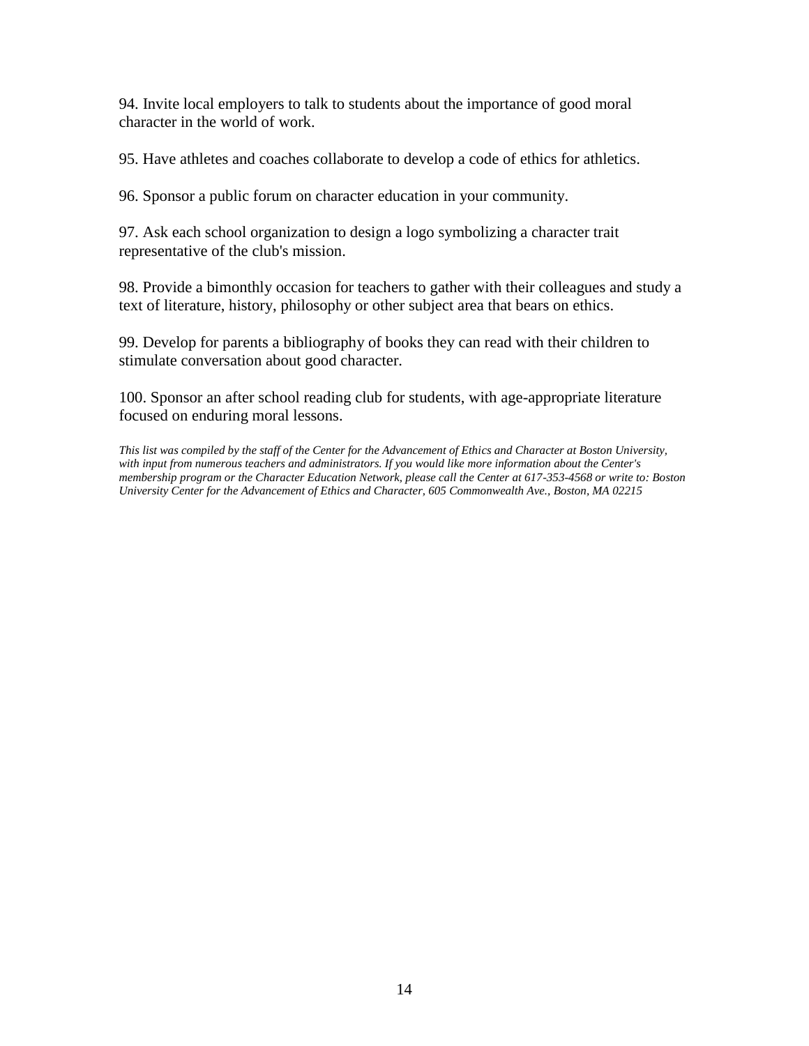94. Invite local employers to talk to students about the importance of good moral character in the world of work.

95. Have athletes and coaches collaborate to develop a code of ethics for athletics.

96. Sponsor a public forum on character education in your community.

97. Ask each school organization to design a logo symbolizing a character trait representative of the club's mission.

98. Provide a bimonthly occasion for teachers to gather with their colleagues and study a text of literature, history, philosophy or other subject area that bears on ethics.

99. Develop for parents a bibliography of books they can read with their children to stimulate conversation about good character.

100. Sponsor an after school reading club for students, with age-appropriate literature focused on enduring moral lessons.

*This list was compiled by the staff of the Center for the Advancement of Ethics and Character at Boston University, with input from numerous teachers and administrators. If you would like more information about the Center's membership program or the Character Education Network, please call the Center at 617-353-4568 or write to: Boston University Center for the Advancement of Ethics and Character, 605 Commonwealth Ave., Boston, MA 02215*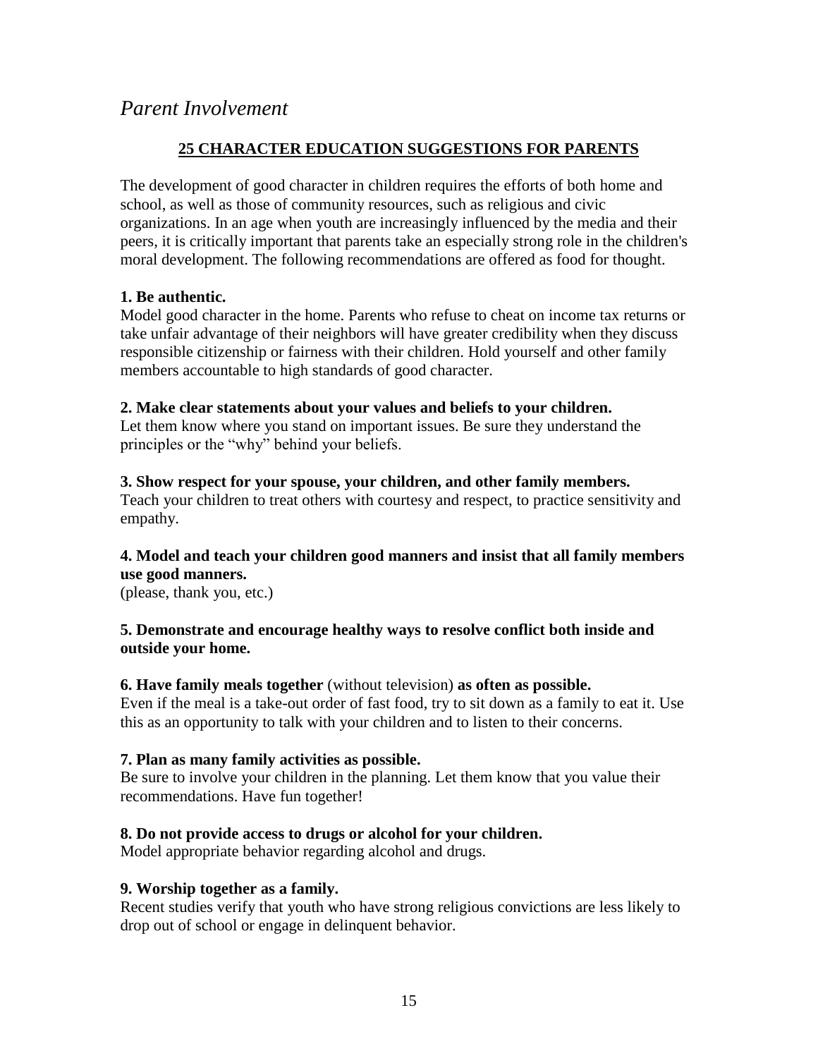## *Parent Involvement*

### 25 CHARACTER EDUCATION SUGGESTIONS FOR PARENTS

The development of good character in children requires the efforts of both home and school, as well as those of community resources, such as religious and civic organizations. In an age when youth are increasingly influenced by the media and their peers, it is critically important that parents take an especially strong role in the children's moral development. The following recommendations are offered as food for thought.

**1. Be authentic.**
Model good character in the home. Parents who refuse to cheat on income tax returns or take unfair advantage of their neighbors will have greater credibility when they discuss responsible citizenship or fairness with their children. Hold yourself and other family members accountable to high standards of good character.

**2. Make clear statements about your values and beliefs to your children.**
Let them know where you stand on important issues. Be sure they understand the principles or the "why" behind your beliefs.

**3. Show respect for your spouse, your children, and other family members.**
Teach your children to treat others with courtesy and respect, to practice sensitivity and empathy.

**4. Model and teach your children good manners and insist that all family members use good manners.**
(please, thank you, etc.)

**5. Demonstrate and encourage healthy ways to resolve conflict both inside and outside your home.**

**6. Have family meals together** (without television) **as often as possible.**
Even if the meal is a take-out order of fast food, try to sit down as a family to eat it. Use this as an opportunity to talk with your children and to listen to their concerns.

**7. Plan as many family activities as possible.**
Be sure to involve your children in the planning. Let them know that you value their recommendations. Have fun together!

**8. Do not provide access to drugs or alcohol for your children.**
Model appropriate behavior regarding alcohol and drugs.

**9. Worship together as a family.**
Recent studies verify that youth who have strong religious convictions are less likely to drop out of school or engage in delinquent behavior.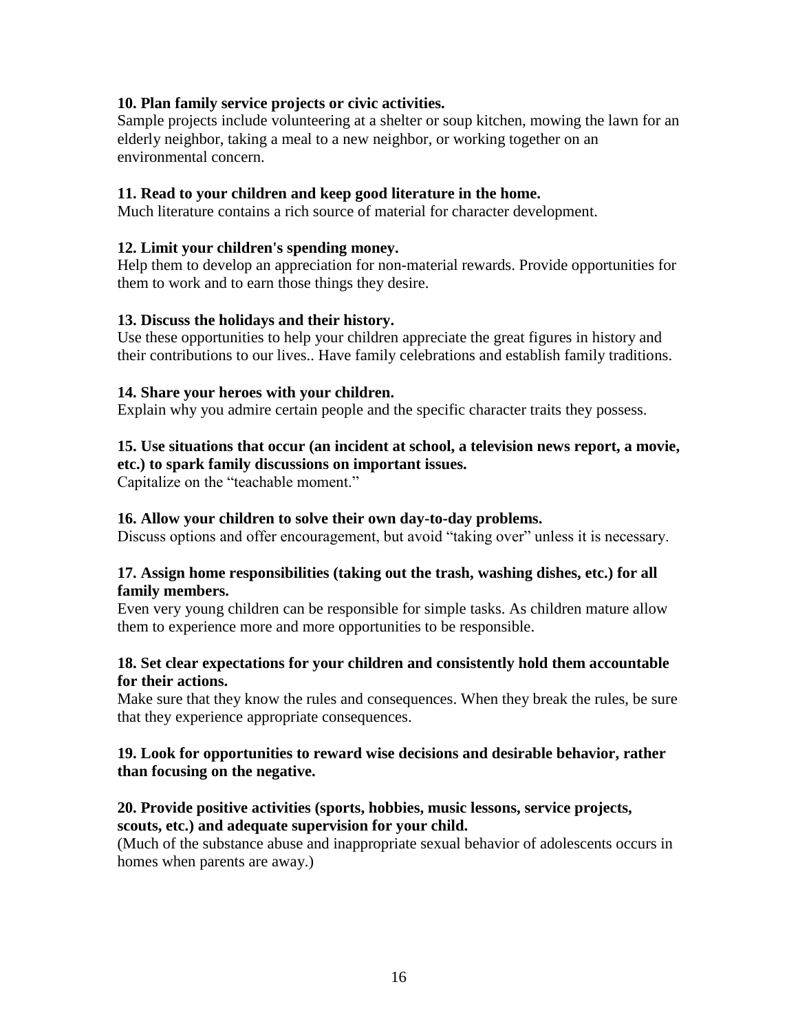**10. Plan family service projects or civic activities.**
Sample projects include volunteering at a shelter or soup kitchen, mowing the lawn for an elderly neighbor, taking a meal to a new neighbor, or working together on an environmental concern.

**11. Read to your children and keep good literature in the home.**
Much literature contains a rich source of material for character development.

**12. Limit your children's spending money.**
Help them to develop an appreciation for non-material rewards. Provide opportunities for them to work and to earn those things they desire.

**13. Discuss the holidays and their history.**
Use these opportunities to help your children appreciate the great figures in history and their contributions to our lives.. Have family celebrations and establish family traditions.

**14. Share your heroes with your children.**
Explain why you admire certain people and the specific character traits they possess.

**15. Use situations that occur (an incident at school, a television news report, a movie, etc.) to spark family discussions on important issues.**
Capitalize on the "teachable moment."

**16. Allow your children to solve their own day-to-day problems.**
Discuss options and offer encouragement, but avoid "taking over" unless it is necessary.

**17. Assign home responsibilities (taking out the trash, washing dishes, etc.) for all family members.**
Even very young children can be responsible for simple tasks. As children mature allow them to experience more and more opportunities to be responsible.

**18. Set clear expectations for your children and consistently hold them accountable for their actions.**
Make sure that they know the rules and consequences. When they break the rules, be sure that they experience appropriate consequences.

**19. Look for opportunities to reward wise decisions and desirable behavior, rather than focusing on the negative.**

**20. Provide positive activities (sports, hobbies, music lessons, service projects, scouts, etc.) and adequate supervision for your child.**
(Much of the substance abuse and inappropriate sexual behavior of adolescents occurs in homes when parents are away.)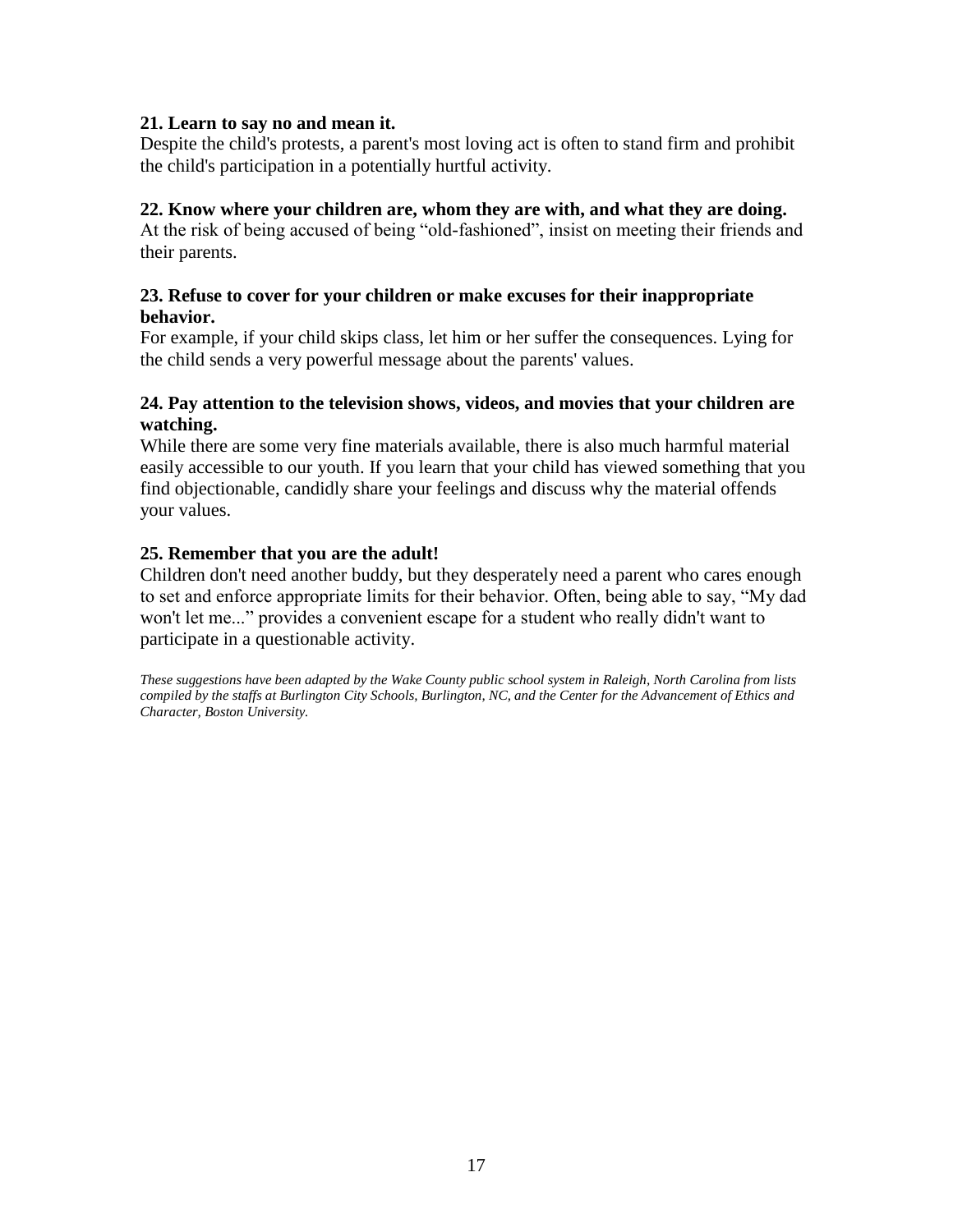**21. Learn to say no and mean it.**
Despite the child's protests, a parent's most loving act is often to stand firm and prohibit the child's participation in a potentially hurtful activity.

**22. Know where your children are, whom they are with, and what they are doing.**
At the risk of being accused of being “old-fashioned”, insist on meeting their friends and their parents.

**23. Refuse to cover for your children or make excuses for their inappropriate behavior.**
For example, if your child skips class, let him or her suffer the consequences. Lying for the child sends a very powerful message about the parents' values.

**24. Pay attention to the television shows, videos, and movies that your children are watching.**
While there are some very fine materials available, there is also much harmful material easily accessible to our youth. If you learn that your child has viewed something that you find objectionable, candidly share your feelings and discuss why the material offends your values.

**25. Remember that you are the adult!**
Children don't need another buddy, but they desperately need a parent who cares enough to set and enforce appropriate limits for their behavior. Often, being able to say, “My dad won't let me...” provides a convenient escape for a student who really didn't want to participate in a questionable activity.

*These suggestions have been adapted by the Wake County public school system in Raleigh, North Carolina from lists compiled by the staffs at Burlington City Schools, Burlington, NC, and the Center for the Advancement of Ethics and Character, Boston University.*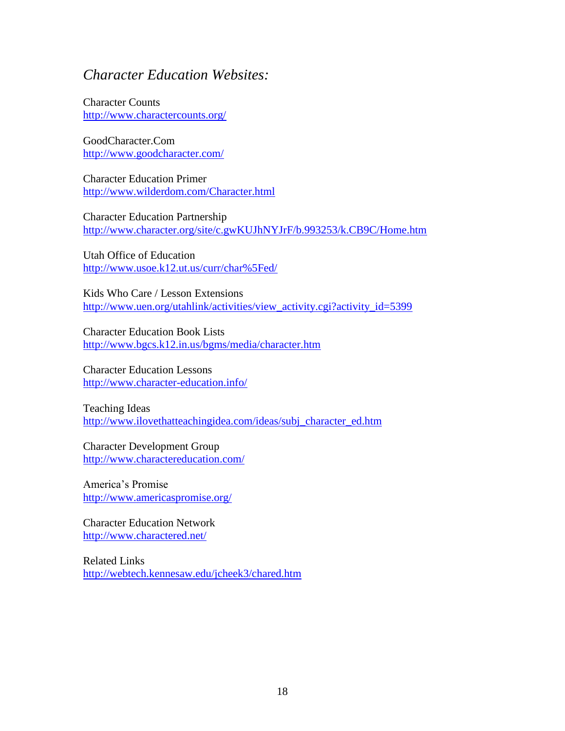## *Character Education Websites:*

Character Counts
http://www.charactercounts.org/

GoodCharacter.Com
http://www.goodcharacter.com/

Character Education Primer
http://www.wilderdom.com/Character.html

Character Education Partnership
http://www.character.org/site/c.gwKUJhNYJrF/b.993253/k.CB9C/Home.htm

Utah Office of Education
http://www.usoe.k12.ut.us/curr/char%5Fed/

Kids Who Care / Lesson Extensions
http://www.uen.org/utahlink/activities/view_activity.cgi?activity_id=5399

Character Education Book Lists
http://www.bgcs.k12.in.us/bgms/media/character.htm

Character Education Lessons
http://www.character-education.info/

Teaching Ideas
http://www.ilovethatteachingidea.com/ideas/subj_character_ed.htm

Character Development Group
http://www.charactereducation.com/

America's Promise
http://www.americaspromise.org/

Character Education Network
http://www.charactered.net/

Related Links
http://webtech.kennesaw.edu/jcheek3/chared.htm